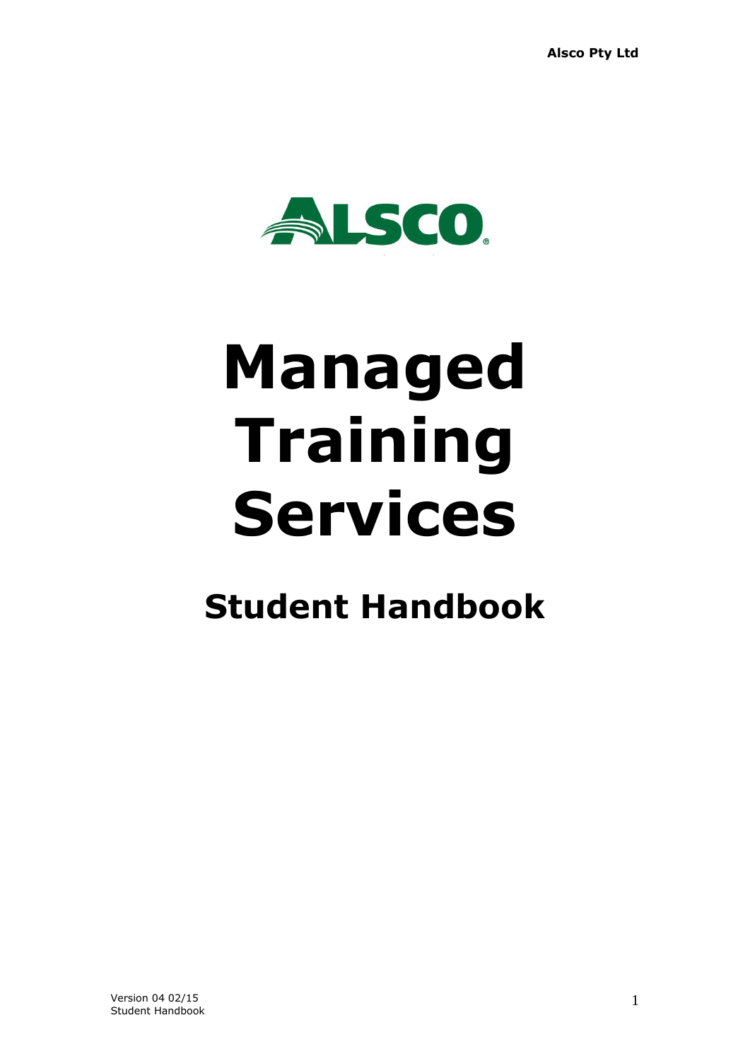# Managed Training Services

## Student Handbook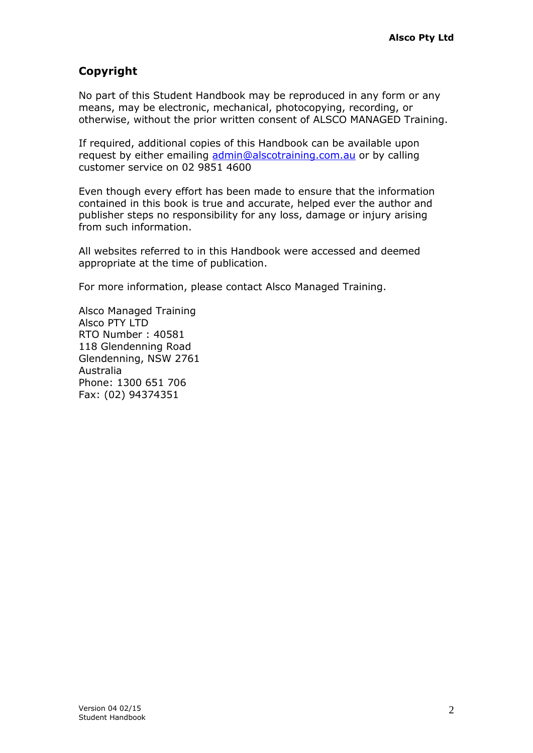## Copyright

No part of this Student Handbook may be reproduced in any form or any means, may be electronic, mechanical, photocopying, recording, or otherwise, without the prior written consent of ALSCO MANAGED Training.

If required, additional copies of this Handbook can be available upon request by either emailing admin@alscotraining.com.au or by calling customer service on 02 9851 4600

Even though every effort has been made to ensure that the information contained in this book is true and accurate, helped ever the author and publisher steps no responsibility for any loss, damage or injury arising from such information.

All websites referred to in this Handbook were accessed and deemed appropriate at the time of publication.

For more information, please contact Alsco Managed Training.

Alsco Managed Training
Alsco PTY LTD
RTO Number : 40581
118 Glendenning Road
Glendenning, NSW 2761
Australia
Phone: 1300 651 706
Fax: (02) 94374351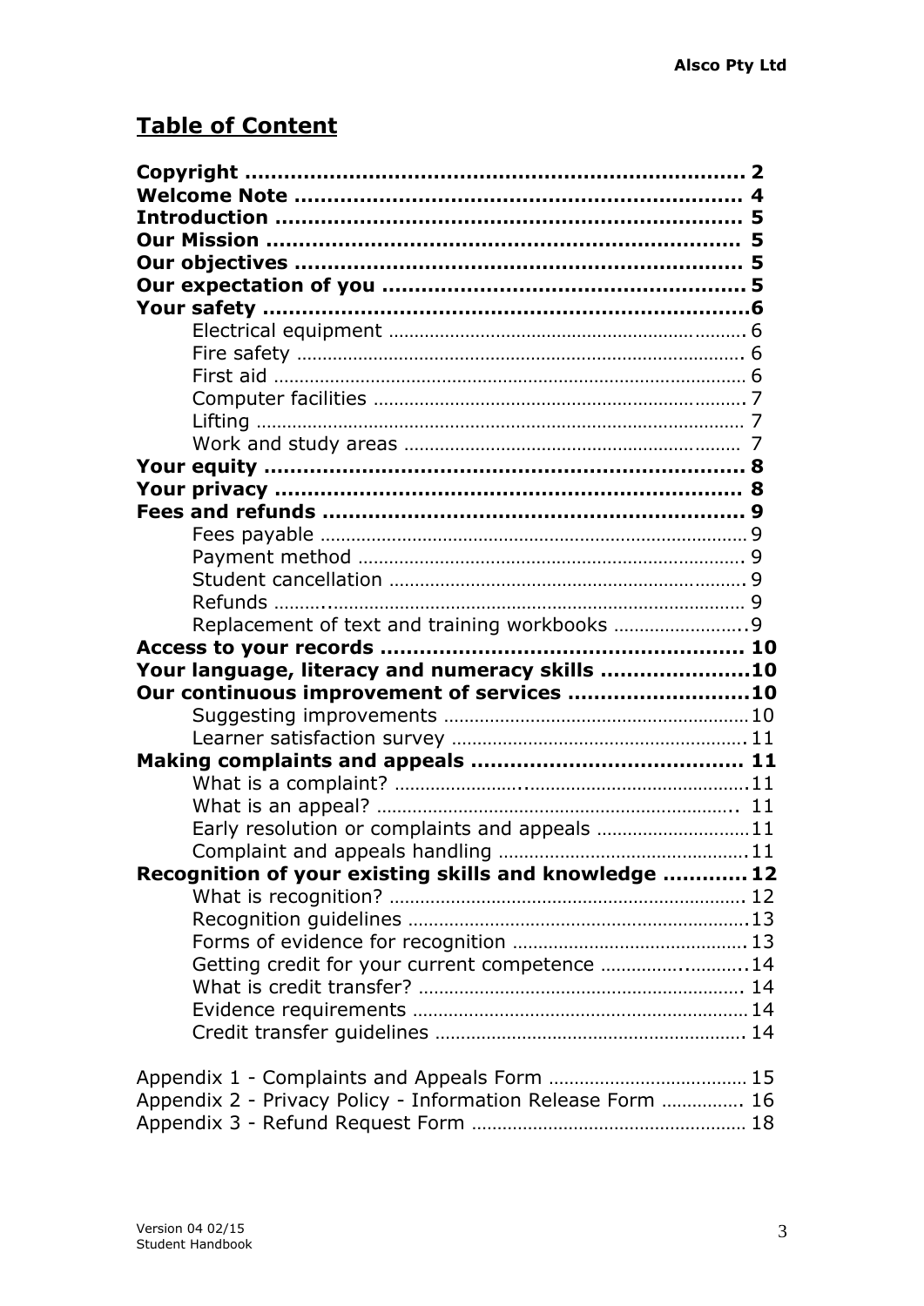## Table of Content

**Copyright** ........................................................................ **2**
**Welcome Note** ................................................................. **4**
**Introduction** ..................................................................... **5**
**Our Mission** ..................................................................... **5**
**Our objectives** ................................................................. **5**
**Our expectation of you** ..................................................... **5**
**Your safety** ....................................................................... **6**

- Electrical equipment ........................................................ 6
- Fire safety ......................................................................... 6
- First aid ............................................................................. 6
- Computer facilities ........................................................... 7
- Lifting ................................................................................ 7
- Work and study areas ...................................................... 7

**Your equity** ...................................................................... **8**
**Your privacy** .................................................................... **8**
**Fees and refunds** ............................................................ **9**

- Fees payable ..................................................................... 9
- Payment method ............................................................... 9
- Student cancellation ......................................................... 9
- Refunds ............................................................................. 9
- Replacement of text and training workbooks ................. 9

**Access to your records** .................................................... **10**
**Your language, literacy and numeracy skills** .................. **10**
**Our continuous improvement of services** ....................... **10**

- Suggesting improvements ............................................... 10
- Learner satisfaction survey ............................................. 11

**Making complaints and appeals** ..................................... **11**

- What is a complaint? ....................................................... 11
- What is an appeal? .......................................................... 11
- Early resolution or complaints and appeals ................... 11
- Complaint and appeals handling ..................................... 11

**Recognition of your existing skills and knowledge** ........ **12**

- What is recognition? ....................................................... 12
- Recognition guidelines .................................................... 13
- Forms of evidence for recognition .................................. 13
- Getting credit for your current competence ................... 14
- What is credit transfer? ................................................... 14
- Evidence requirements ................................................... 14
- Credit transfer guidelines ................................................ 14

Appendix 1 - Complaints and Appeals Form ........................... 15
Appendix 2 - Privacy Policy - Information Release Form ........ 16
Appendix 3 - Refund Request Form ......................................... 18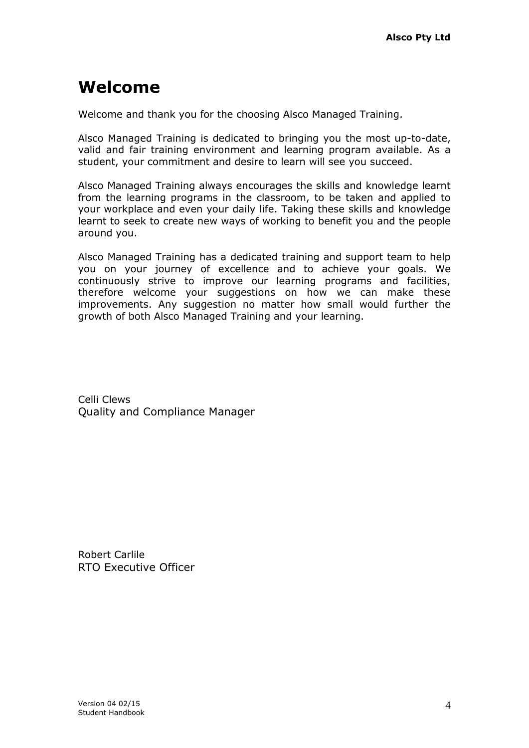# Welcome

Welcome and thank you for the choosing Alsco Managed Training.

Alsco Managed Training is dedicated to bringing you the most up-to-date, valid and fair training environment and learning program available. As a student, your commitment and desire to learn will see you succeed.

Alsco Managed Training always encourages the skills and knowledge learnt from the learning programs in the classroom, to be taken and applied to your workplace and even your daily life. Taking these skills and knowledge learnt to seek to create new ways of working to benefit you and the people around you.

Alsco Managed Training has a dedicated training and support team to help you on your journey of excellence and to achieve your goals. We continuously strive to improve our learning programs and facilities, therefore welcome your suggestions on how we can make these improvements. Any suggestion no matter how small would further the growth of both Alsco Managed Training and your learning.

Celli Clews
Quality and Compliance Manager

Robert Carlile
RTO Executive Officer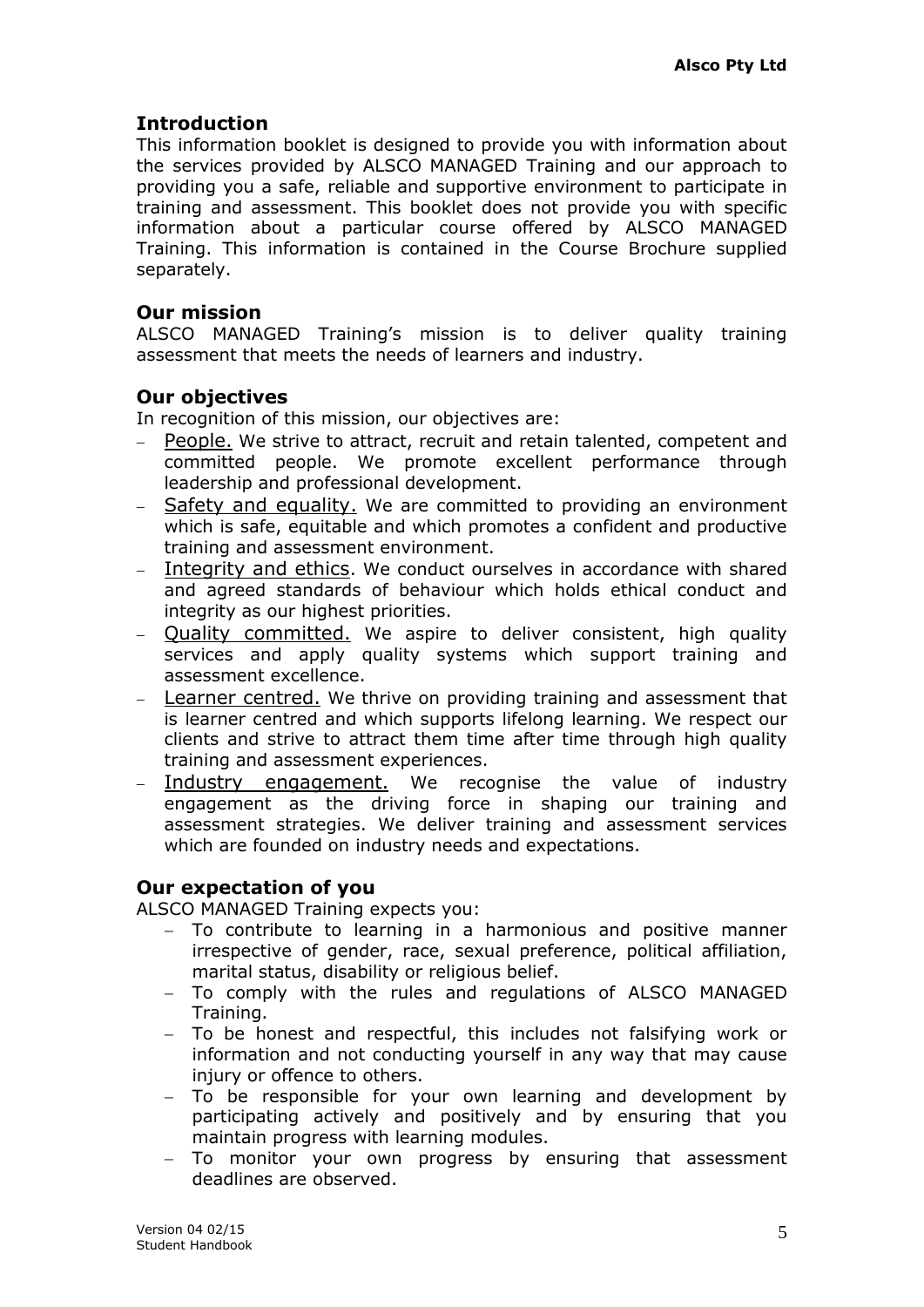## Introduction

This information booklet is designed to provide you with information about the services provided by ALSCO MANAGED Training and our approach to providing you a safe, reliable and supportive environment to participate in training and assessment. This booklet does not provide you with specific information about a particular course offered by ALSCO MANAGED Training. This information is contained in the Course Brochure supplied separately.

## Our mission

ALSCO MANAGED Training's mission is to deliver quality training assessment that meets the needs of learners and industry.

## Our objectives

In recognition of this mission, our objectives are:

- People. We strive to attract, recruit and retain talented, competent and committed people. We promote excellent performance through leadership and professional development.
- Safety and equality. We are committed to providing an environment which is safe, equitable and which promotes a confident and productive training and assessment environment.
- Integrity and ethics. We conduct ourselves in accordance with shared and agreed standards of behaviour which holds ethical conduct and integrity as our highest priorities.
- Quality committed. We aspire to deliver consistent, high quality services and apply quality systems which support training and assessment excellence.
- Learner centred. We thrive on providing training and assessment that is learner centred and which supports lifelong learning. We respect our clients and strive to attract them time after time through high quality training and assessment experiences.
- Industry engagement. We recognise the value of industry engagement as the driving force in shaping our training and assessment strategies. We deliver training and assessment services which are founded on industry needs and expectations.

## Our expectation of you

ALSCO MANAGED Training expects you:

- To contribute to learning in a harmonious and positive manner irrespective of gender, race, sexual preference, political affiliation, marital status, disability or religious belief.
- To comply with the rules and regulations of ALSCO MANAGED Training.
- To be honest and respectful, this includes not falsifying work or information and not conducting yourself in any way that may cause injury or offence to others.
- To be responsible for your own learning and development by participating actively and positively and by ensuring that you maintain progress with learning modules.
- To monitor your own progress by ensuring that assessment deadlines are observed.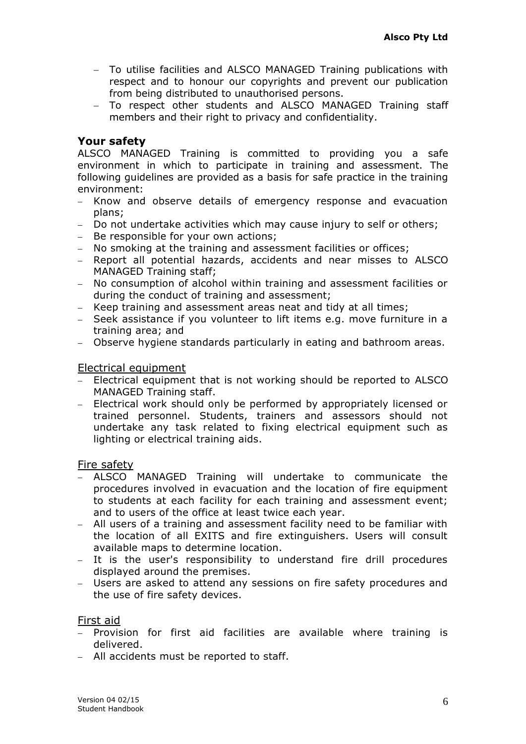- To utilise facilities and ALSCO MANAGED Training publications with respect and to honour our copyrights and prevent our publication from being distributed to unauthorised persons.
- To respect other students and ALSCO MANAGED Training staff members and their right to privacy and confidentiality.

## Your safety

ALSCO MANAGED Training is committed to providing you a safe environment in which to participate in training and assessment. The following guidelines are provided as a basis for safe practice in the training environment:

- Know and observe details of emergency response and evacuation plans;
- Do not undertake activities which may cause injury to self or others;
- Be responsible for your own actions;
- No smoking at the training and assessment facilities or offices;
- Report all potential hazards, accidents and near misses to ALSCO MANAGED Training staff;
- No consumption of alcohol within training and assessment facilities or during the conduct of training and assessment;
- Keep training and assessment areas neat and tidy at all times;
- Seek assistance if you volunteer to lift items e.g. move furniture in a training area; and
- Observe hygiene standards particularly in eating and bathroom areas.

### Electrical equipment

- Electrical equipment that is not working should be reported to ALSCO MANAGED Training staff.
- Electrical work should only be performed by appropriately licensed or trained personnel. Students, trainers and assessors should not undertake any task related to fixing electrical equipment such as lighting or electrical training aids.

### Fire safety

- ALSCO MANAGED Training will undertake to communicate the procedures involved in evacuation and the location of fire equipment to students at each facility for each training and assessment event; and to users of the office at least twice each year.
- All users of a training and assessment facility need to be familiar with the location of all EXITS and fire extinguishers. Users will consult available maps to determine location.
- It is the user's responsibility to understand fire drill procedures displayed around the premises.
- Users are asked to attend any sessions on fire safety procedures and the use of fire safety devices.

### First aid

- Provision for first aid facilities are available where training is delivered.
- All accidents must be reported to staff.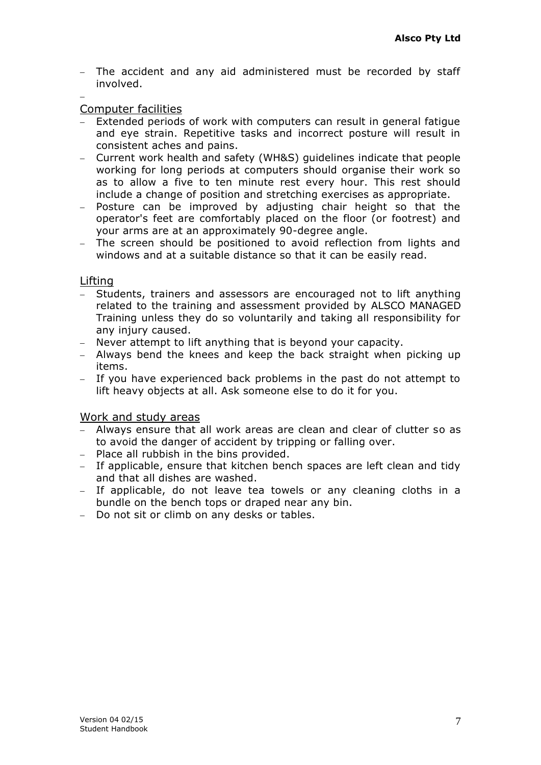- The accident and any aid administered must be recorded by staff involved.

## Computer facilities

- Extended periods of work with computers can result in general fatigue and eye strain. Repetitive tasks and incorrect posture will result in consistent aches and pains.
- Current work health and safety (WH&S) guidelines indicate that people working for long periods at computers should organise their work so as to allow a five to ten minute rest every hour. This rest should include a change of position and stretching exercises as appropriate.
- Posture can be improved by adjusting chair height so that the operator's feet are comfortably placed on the floor (or footrest) and your arms are at an approximately 90-degree angle.
- The screen should be positioned to avoid reflection from lights and windows and at a suitable distance so that it can be easily read.

## Lifting

- Students, trainers and assessors are encouraged not to lift anything related to the training and assessment provided by ALSCO MANAGED Training unless they do so voluntarily and taking all responsibility for any injury caused.
- Never attempt to lift anything that is beyond your capacity.
- Always bend the knees and keep the back straight when picking up items.
- If you have experienced back problems in the past do not attempt to lift heavy objects at all. Ask someone else to do it for you.

## Work and study areas

- Always ensure that all work areas are clean and clear of clutter so as to avoid the danger of accident by tripping or falling over.
- Place all rubbish in the bins provided.
- If applicable, ensure that kitchen bench spaces are left clean and tidy and that all dishes are washed.
- If applicable, do not leave tea towels or any cleaning cloths in a bundle on the bench tops or draped near any bin.
- Do not sit or climb on any desks or tables.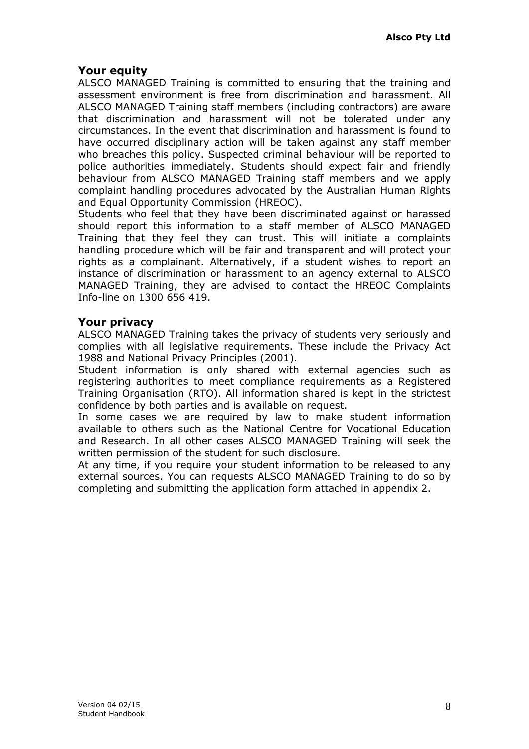## Your equity

ALSCO MANAGED Training is committed to ensuring that the training and assessment environment is free from discrimination and harassment. All ALSCO MANAGED Training staff members (including contractors) are aware that discrimination and harassment will not be tolerated under any circumstances. In the event that discrimination and harassment is found to have occurred disciplinary action will be taken against any staff member who breaches this policy. Suspected criminal behaviour will be reported to police authorities immediately. Students should expect fair and friendly behaviour from ALSCO MANAGED Training staff members and we apply complaint handling procedures advocated by the Australian Human Rights and Equal Opportunity Commission (HREOC).

Students who feel that they have been discriminated against or harassed should report this information to a staff member of ALSCO MANAGED Training that they feel they can trust. This will initiate a complaints handling procedure which will be fair and transparent and will protect your rights as a complainant. Alternatively, if a student wishes to report an instance of discrimination or harassment to an agency external to ALSCO MANAGED Training, they are advised to contact the HREOC Complaints Info-line on 1300 656 419.

## Your privacy

ALSCO MANAGED Training takes the privacy of students very seriously and complies with all legislative requirements. These include the Privacy Act 1988 and National Privacy Principles (2001).

Student information is only shared with external agencies such as registering authorities to meet compliance requirements as a Registered Training Organisation (RTO). All information shared is kept in the strictest confidence by both parties and is available on request.

In some cases we are required by law to make student information available to others such as the National Centre for Vocational Education and Research. In all other cases ALSCO MANAGED Training will seek the written permission of the student for such disclosure.

At any time, if you require your student information to be released to any external sources. You can requests ALSCO MANAGED Training to do so by completing and submitting the application form attached in appendix 2.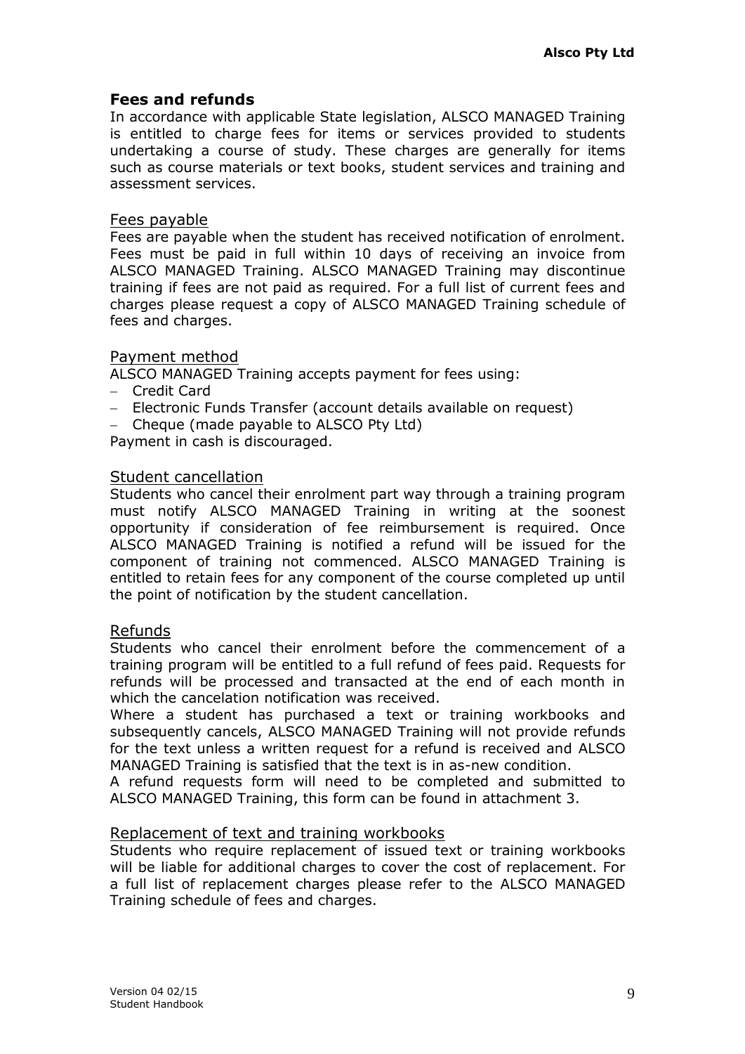## Fees and refunds

In accordance with applicable State legislation, ALSCO MANAGED Training is entitled to charge fees for items or services provided to students undertaking a course of study. These charges are generally for items such as course materials or text books, student services and training and assessment services.

### Fees payable

Fees are payable when the student has received notification of enrolment. Fees must be paid in full within 10 days of receiving an invoice from ALSCO MANAGED Training. ALSCO MANAGED Training may discontinue training if fees are not paid as required. For a full list of current fees and charges please request a copy of ALSCO MANAGED Training schedule of fees and charges.

### Payment method

ALSCO MANAGED Training accepts payment for fees using:

- Credit Card
- Electronic Funds Transfer (account details available on request)
- Cheque (made payable to ALSCO Pty Ltd)

Payment in cash is discouraged.

### Student cancellation

Students who cancel their enrolment part way through a training program must notify ALSCO MANAGED Training in writing at the soonest opportunity if consideration of fee reimbursement is required. Once ALSCO MANAGED Training is notified a refund will be issued for the component of training not commenced. ALSCO MANAGED Training is entitled to retain fees for any component of the course completed up until the point of notification by the student cancellation.

### Refunds

Students who cancel their enrolment before the commencement of a training program will be entitled to a full refund of fees paid. Requests for refunds will be processed and transacted at the end of each month in which the cancelation notification was received.

Where a student has purchased a text or training workbooks and subsequently cancels, ALSCO MANAGED Training will not provide refunds for the text unless a written request for a refund is received and ALSCO MANAGED Training is satisfied that the text is in as-new condition.

A refund requests form will need to be completed and submitted to ALSCO MANAGED Training, this form can be found in attachment 3.

### Replacement of text and training workbooks

Students who require replacement of issued text or training workbooks will be liable for additional charges to cover the cost of replacement. For a full list of replacement charges please refer to the ALSCO MANAGED Training schedule of fees and charges.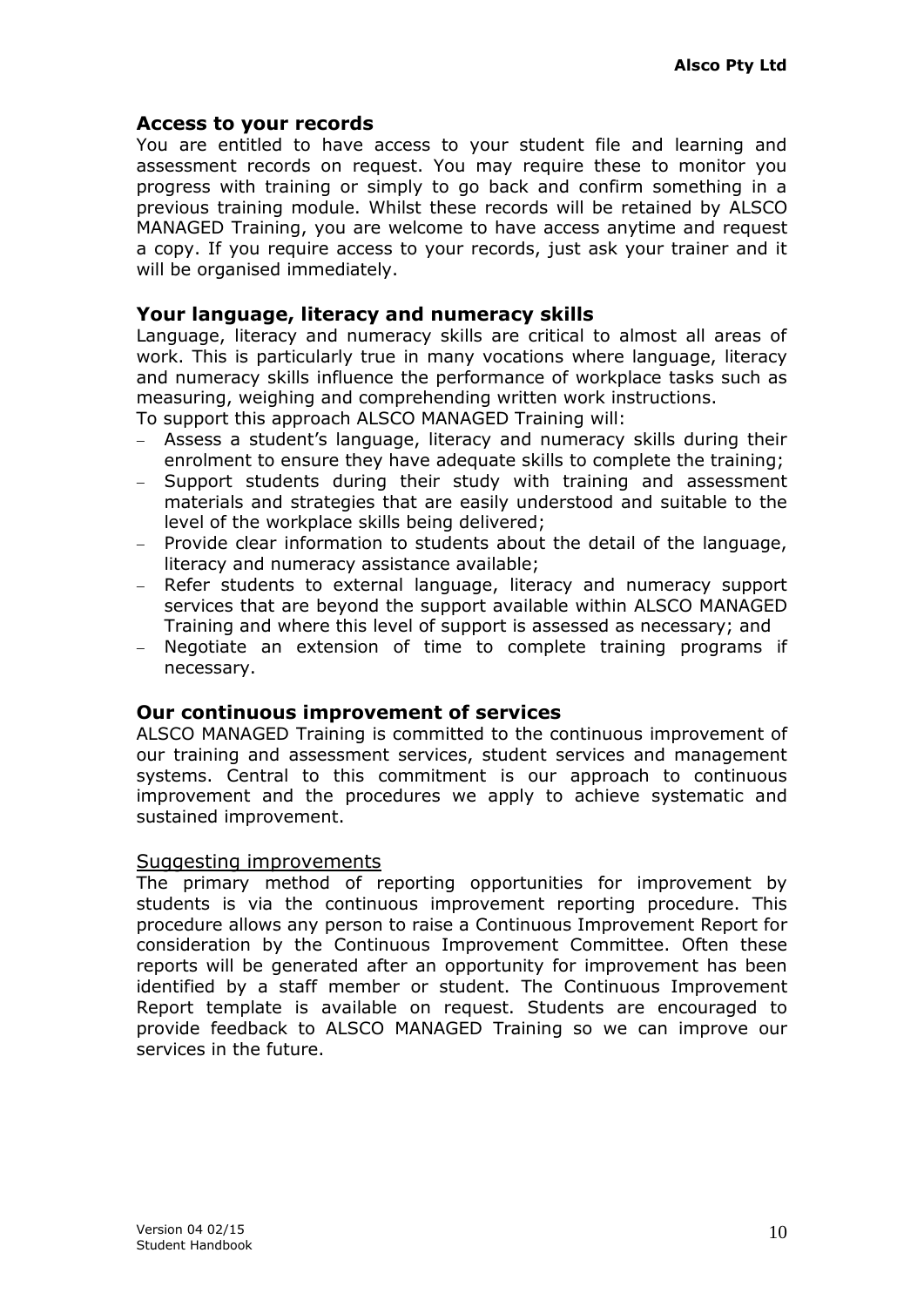## Access to your records

You are entitled to have access to your student file and learning and assessment records on request. You may require these to monitor you progress with training or simply to go back and confirm something in a previous training module. Whilst these records will be retained by ALSCO MANAGED Training, you are welcome to have access anytime and request a copy. If you require access to your records, just ask your trainer and it will be organised immediately.

## Your language, literacy and numeracy skills

Language, literacy and numeracy skills are critical to almost all areas of work. This is particularly true in many vocations where language, literacy and numeracy skills influence the performance of workplace tasks such as measuring, weighing and comprehending written work instructions.

To support this approach ALSCO MANAGED Training will:

- Assess a student's language, literacy and numeracy skills during their enrolment to ensure they have adequate skills to complete the training;
- Support students during their study with training and assessment materials and strategies that are easily understood and suitable to the level of the workplace skills being delivered;
- Provide clear information to students about the detail of the language, literacy and numeracy assistance available;
- Refer students to external language, literacy and numeracy support services that are beyond the support available within ALSCO MANAGED Training and where this level of support is assessed as necessary; and
- Negotiate an extension of time to complete training programs if necessary.

## Our continuous improvement of services

ALSCO MANAGED Training is committed to the continuous improvement of our training and assessment services, student services and management systems. Central to this commitment is our approach to continuous improvement and the procedures we apply to achieve systematic and sustained improvement.

### Suggesting improvements

The primary method of reporting opportunities for improvement by students is via the continuous improvement reporting procedure. This procedure allows any person to raise a Continuous Improvement Report for consideration by the Continuous Improvement Committee. Often these reports will be generated after an opportunity for improvement has been identified by a staff member or student. The Continuous Improvement Report template is available on request. Students are encouraged to provide feedback to ALSCO MANAGED Training so we can improve our services in the future.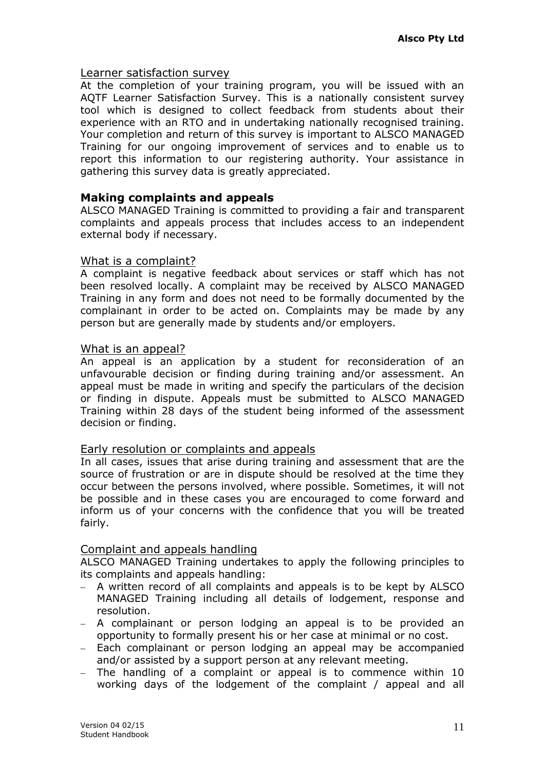### Learner satisfaction survey

At the completion of your training program, you will be issued with an AQTF Learner Satisfaction Survey. This is a nationally consistent survey tool which is designed to collect feedback from students about their experience with an RTO and in undertaking nationally recognised training. Your completion and return of this survey is important to ALSCO MANAGED Training for our ongoing improvement of services and to enable us to report this information to our registering authority. Your assistance in gathering this survey data is greatly appreciated.

## Making complaints and appeals

ALSCO MANAGED Training is committed to providing a fair and transparent complaints and appeals process that includes access to an independent external body if necessary.

### What is a complaint?

A complaint is negative feedback about services or staff which has not been resolved locally. A complaint may be received by ALSCO MANAGED Training in any form and does not need to be formally documented by the complainant in order to be acted on. Complaints may be made by any person but are generally made by students and/or employers.

### What is an appeal?

An appeal is an application by a student for reconsideration of an unfavourable decision or finding during training and/or assessment. An appeal must be made in writing and specify the particulars of the decision or finding in dispute. Appeals must be submitted to ALSCO MANAGED Training within 28 days of the student being informed of the assessment decision or finding.

### Early resolution or complaints and appeals

In all cases, issues that arise during training and assessment that are the source of frustration or are in dispute should be resolved at the time they occur between the persons involved, where possible. Sometimes, it will not be possible and in these cases you are encouraged to come forward and inform us of your concerns with the confidence that you will be treated fairly.

### Complaint and appeals handling

ALSCO MANAGED Training undertakes to apply the following principles to its complaints and appeals handling:

- A written record of all complaints and appeals is to be kept by ALSCO MANAGED Training including all details of lodgement, response and resolution.
- A complainant or person lodging an appeal is to be provided an opportunity to formally present his or her case at minimal or no cost.
- Each complainant or person lodging an appeal may be accompanied and/or assisted by a support person at any relevant meeting.
- The handling of a complaint or appeal is to commence within 10 working days of the lodgement of the complaint / appeal and all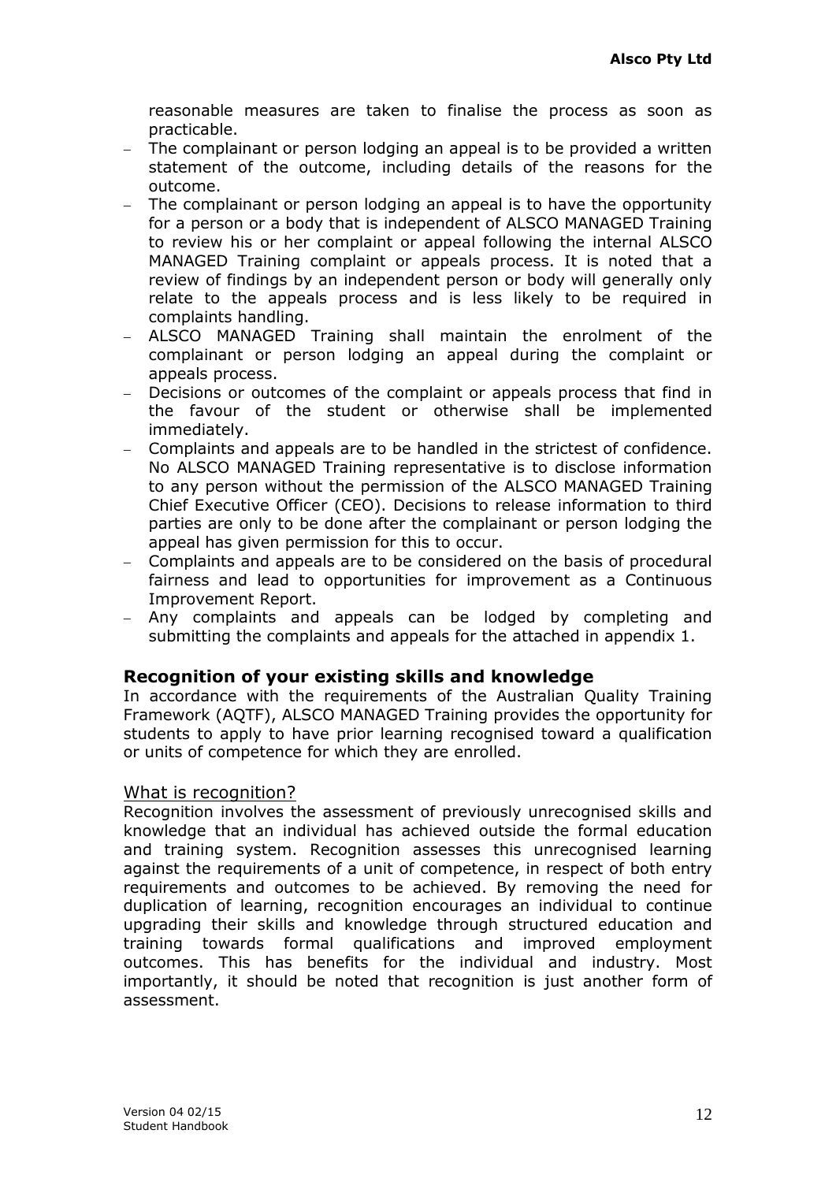reasonable measures are taken to finalise the process as soon as practicable.

- The complainant or person lodging an appeal is to be provided a written statement of the outcome, including details of the reasons for the outcome.
- The complainant or person lodging an appeal is to have the opportunity for a person or a body that is independent of ALSCO MANAGED Training to review his or her complaint or appeal following the internal ALSCO MANAGED Training complaint or appeals process. It is noted that a review of findings by an independent person or body will generally only relate to the appeals process and is less likely to be required in complaints handling.
- ALSCO MANAGED Training shall maintain the enrolment of the complainant or person lodging an appeal during the complaint or appeals process.
- Decisions or outcomes of the complaint or appeals process that find in the favour of the student or otherwise shall be implemented immediately.
- Complaints and appeals are to be handled in the strictest of confidence. No ALSCO MANAGED Training representative is to disclose information to any person without the permission of the ALSCO MANAGED Training Chief Executive Officer (CEO). Decisions to release information to third parties are only to be done after the complainant or person lodging the appeal has given permission for this to occur.
- Complaints and appeals are to be considered on the basis of procedural fairness and lead to opportunities for improvement as a Continuous Improvement Report.
- Any complaints and appeals can be lodged by completing and submitting the complaints and appeals for the attached in appendix 1.

## Recognition of your existing skills and knowledge

In accordance with the requirements of the Australian Quality Training Framework (AQTF), ALSCO MANAGED Training provides the opportunity for students to apply to have prior learning recognised toward a qualification or units of competence for which they are enrolled.

### What is recognition?

Recognition involves the assessment of previously unrecognised skills and knowledge that an individual has achieved outside the formal education and training system. Recognition assesses this unrecognised learning against the requirements of a unit of competence, in respect of both entry requirements and outcomes to be achieved. By removing the need for duplication of learning, recognition encourages an individual to continue upgrading their skills and knowledge through structured education and training towards formal qualifications and improved employment outcomes. This has benefits for the individual and industry. Most importantly, it should be noted that recognition is just another form of assessment.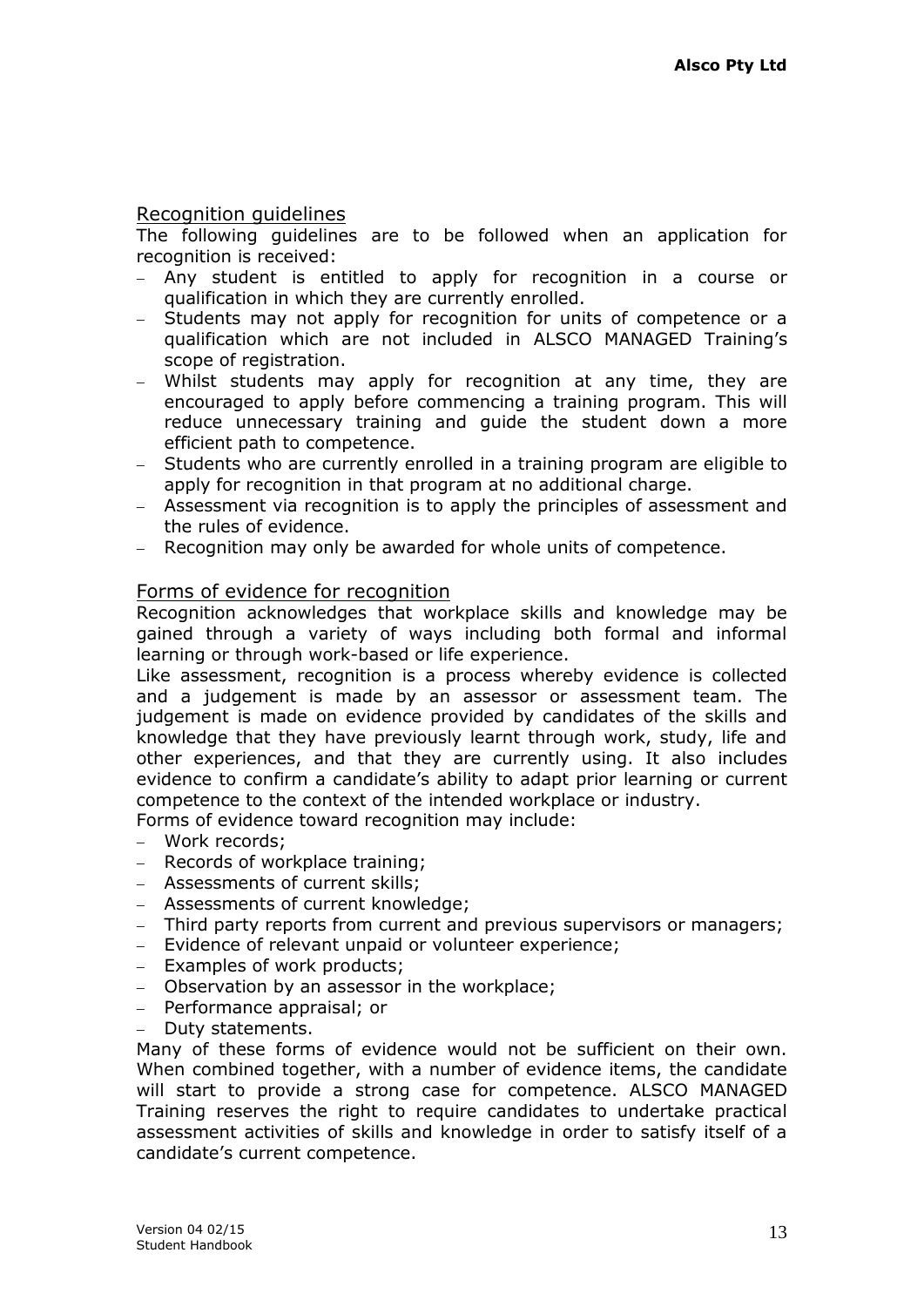## Recognition guidelines

The following guidelines are to be followed when an application for recognition is received:

- Any student is entitled to apply for recognition in a course or qualification in which they are currently enrolled.
- Students may not apply for recognition for units of competence or a qualification which are not included in ALSCO MANAGED Training's scope of registration.
- Whilst students may apply for recognition at any time, they are encouraged to apply before commencing a training program. This will reduce unnecessary training and guide the student down a more efficient path to competence.
- Students who are currently enrolled in a training program are eligible to apply for recognition in that program at no additional charge.
- Assessment via recognition is to apply the principles of assessment and the rules of evidence.
- Recognition may only be awarded for whole units of competence.

## Forms of evidence for recognition

Recognition acknowledges that workplace skills and knowledge may be gained through a variety of ways including both formal and informal learning or through work-based or life experience.

Like assessment, recognition is a process whereby evidence is collected and a judgement is made by an assessor or assessment team. The judgement is made on evidence provided by candidates of the skills and knowledge that they have previously learnt through work, study, life and other experiences, and that they are currently using. It also includes evidence to confirm a candidate's ability to adapt prior learning or current competence to the context of the intended workplace or industry.

Forms of evidence toward recognition may include:

- Work records;
- Records of workplace training;
- Assessments of current skills;
- Assessments of current knowledge;
- Third party reports from current and previous supervisors or managers;
- Evidence of relevant unpaid or volunteer experience;
- Examples of work products;
- Observation by an assessor in the workplace;
- Performance appraisal; or
- Duty statements.

Many of these forms of evidence would not be sufficient on their own. When combined together, with a number of evidence items, the candidate will start to provide a strong case for competence. ALSCO MANAGED Training reserves the right to require candidates to undertake practical assessment activities of skills and knowledge in order to satisfy itself of a candidate's current competence.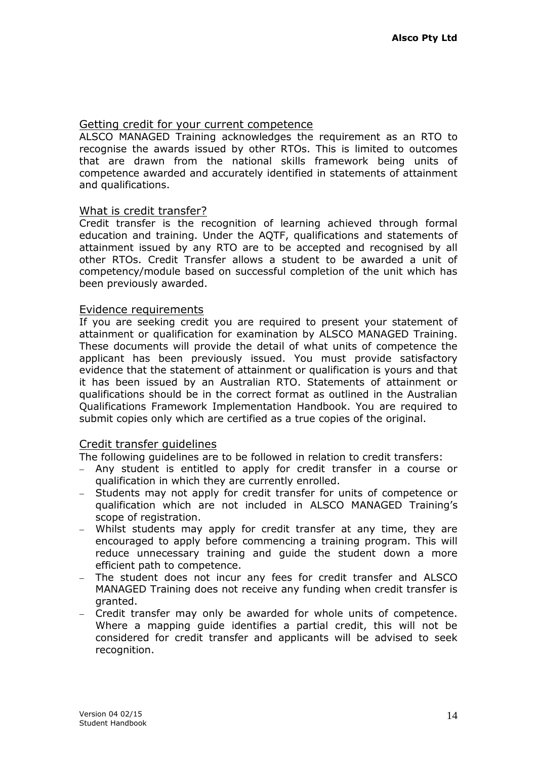## Getting credit for your current competence

ALSCO MANAGED Training acknowledges the requirement as an RTO to recognise the awards issued by other RTOs. This is limited to outcomes that are drawn from the national skills framework being units of competence awarded and accurately identified in statements of attainment and qualifications.

## What is credit transfer?

Credit transfer is the recognition of learning achieved through formal education and training. Under the AQTF, qualifications and statements of attainment issued by any RTO are to be accepted and recognised by all other RTOs. Credit Transfer allows a student to be awarded a unit of competency/module based on successful completion of the unit which has been previously awarded.

## Evidence requirements

If you are seeking credit you are required to present your statement of attainment or qualification for examination by ALSCO MANAGED Training. These documents will provide the detail of what units of competence the applicant has been previously issued. You must provide satisfactory evidence that the statement of attainment or qualification is yours and that it has been issued by an Australian RTO. Statements of attainment or qualifications should be in the correct format as outlined in the Australian Qualifications Framework Implementation Handbook. You are required to submit copies only which are certified as a true copies of the original.

## Credit transfer guidelines

The following guidelines are to be followed in relation to credit transfers:

- Any student is entitled to apply for credit transfer in a course or qualification in which they are currently enrolled.
- Students may not apply for credit transfer for units of competence or qualification which are not included in ALSCO MANAGED Training's scope of registration.
- Whilst students may apply for credit transfer at any time, they are encouraged to apply before commencing a training program. This will reduce unnecessary training and guide the student down a more efficient path to competence.
- The student does not incur any fees for credit transfer and ALSCO MANAGED Training does not receive any funding when credit transfer is granted.
- Credit transfer may only be awarded for whole units of competence. Where a mapping guide identifies a partial credit, this will not be considered for credit transfer and applicants will be advised to seek recognition.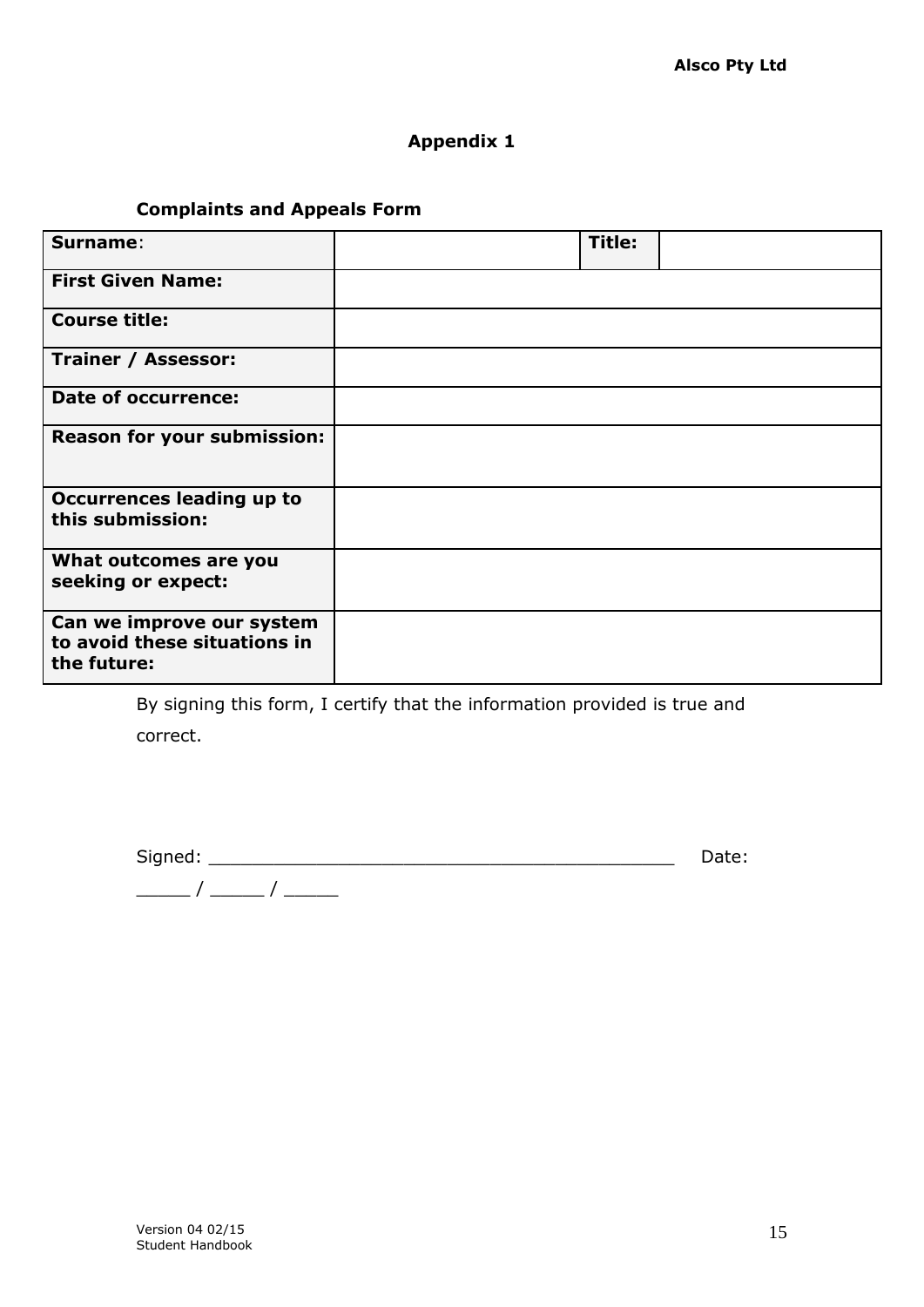## Appendix 1

### Complaints and Appeals Form

| **Surname**: | | **Title:** | |
|---|---|---|---|
| **First Given Name:** | | | |
| **Course title:** | | | |
| **Trainer / Assessor:** | | | |
| **Date of occurrence:** | | | |
| **Reason for your submission:** | | | |
| **Occurrences leading up to this submission:** | | | |
| **What outcomes are you seeking or expect:** | | | |
| **Can we improve our system to avoid these situations in the future:** | | | |

By signing this form, I certify that the information provided is true and correct.

Signed: ___________________________________________ Date: _____ / _____ / _____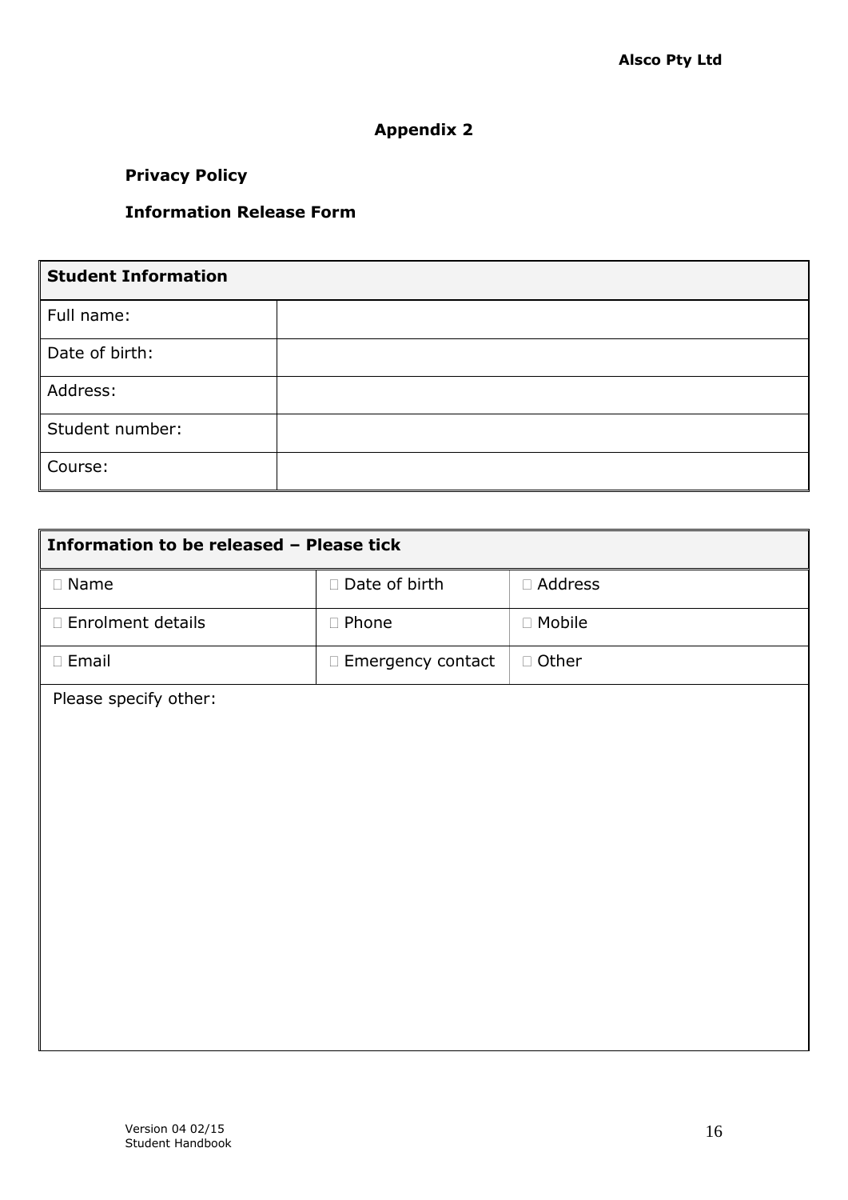## Appendix 2

**Privacy Policy**

**Information Release Form**

| **Student Information** | |
|---|---|
| Full name: | |
| Date of birth: | |
| Address: | |
| Student number: | |
| Course: | |

| **Information to be released – Please tick** | | |
|---|---|---|
| ☐ Name | ☐ Date of birth | ☐ Address |
| ☐ Enrolment details | ☐ Phone | ☐ Mobile |
| ☐ Email | ☐ Emergency contact | ☐ Other |
| Please specify other: | | |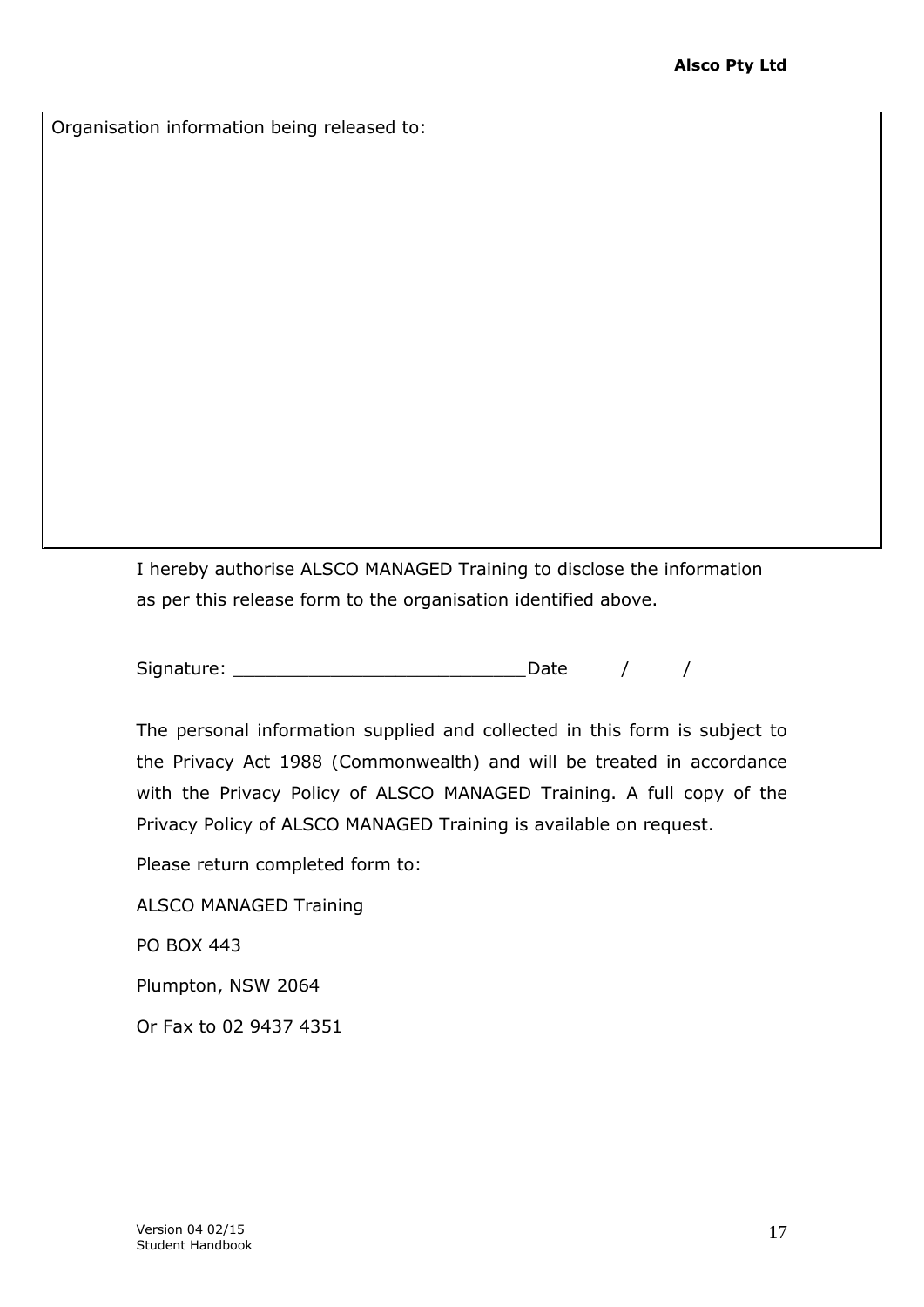| Organisation information being released to: |
| --- |
| |

I hereby authorise ALSCO MANAGED Training to disclose the information as per this release form to the organisation identified above.

Signature: ___________________________Date / /

The personal information supplied and collected in this form is subject to the Privacy Act 1988 (Commonwealth) and will be treated in accordance with the Privacy Policy of ALSCO MANAGED Training. A full copy of the Privacy Policy of ALSCO MANAGED Training is available on request.

Please return completed form to:

ALSCO MANAGED Training

PO BOX 443

Plumpton, NSW 2064

Or Fax to 02 9437 4351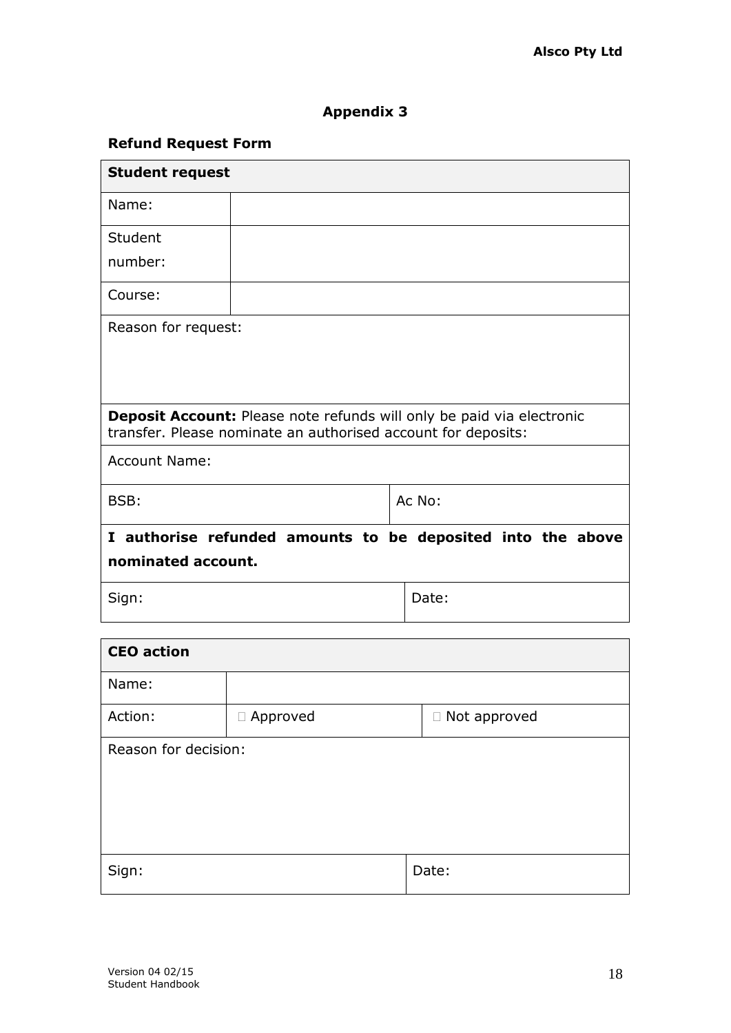## Appendix 3

**Refund Request Form**

| **Student request** | | | |
|---|---|---|---|
| Name: | | | |
| Student number: | | | |
| Course: | | | |
| Reason for request: | | | |
| **Deposit Account:** Please note refunds will only be paid via electronic transfer. Please nominate an authorised account for deposits: | | | |
| Account Name: | | | |
| BSB: | | Ac No: | |
| **I authorise refunded amounts to be deposited into the above nominated account.** | | | |
| Sign: | | Date: | |

| **CEO action** | | |
|---|---|---|
| Name: | | |
| Action: | ☐ Approved | ☐ Not approved |
| Reason for decision: | | |
| Sign: | | Date: |

Version 04 02/15
Student Handbook